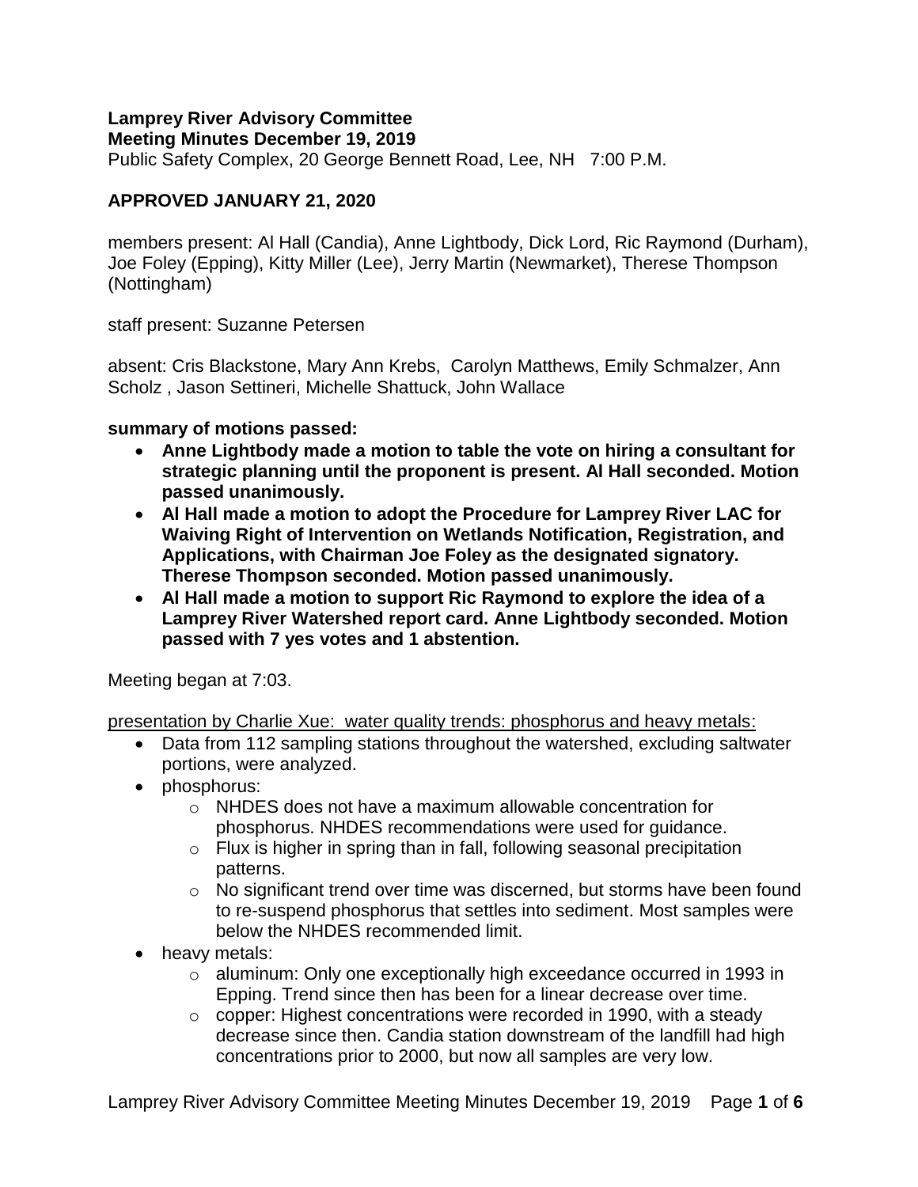**Lamprey River Advisory Committee**
**Meeting Minutes December 19, 2019**
Public Safety Complex, 20 George Bennett Road, Lee, NH 7:00 P.M.

**APPROVED JANUARY 21, 2020**

members present: Al Hall (Candia), Anne Lightbody, Dick Lord, Ric Raymond (Durham), Joe Foley (Epping), Kitty Miller (Lee), Jerry Martin (Newmarket), Therese Thompson (Nottingham)

staff present: Suzanne Petersen

absent: Cris Blackstone, Mary Ann Krebs, Carolyn Matthews, Emily Schmalzer, Ann Scholz , Jason Settineri, Michelle Shattuck, John Wallace

**summary of motions passed:**

- **Anne Lightbody made a motion to table the vote on hiring a consultant for strategic planning until the proponent is present. Al Hall seconded. Motion passed unanimously.**
- **Al Hall made a motion to adopt the Procedure for Lamprey River LAC for Waiving Right of Intervention on Wetlands Notification, Registration, and Applications, with Chairman Joe Foley as the designated signatory. Therese Thompson seconded. Motion passed unanimously.**
- **Al Hall made a motion to support Ric Raymond to explore the idea of a Lamprey River Watershed report card. Anne Lightbody seconded. Motion passed with 7 yes votes and 1 abstention.**

Meeting began at 7:03.

<u>presentation by Charlie Xue: water quality trends: phosphorus and heavy metals:</u>

- Data from 112 sampling stations throughout the watershed, excluding saltwater portions, were analyzed.
- phosphorus:
  - NHDES does not have a maximum allowable concentration for phosphorus. NHDES recommendations were used for guidance.
  - Flux is higher in spring than in fall, following seasonal precipitation patterns.
  - No significant trend over time was discerned, but storms have been found to re-suspend phosphorus that settles into sediment. Most samples were below the NHDES recommended limit.
- heavy metals:
  - aluminum: Only one exceptionally high exceedance occurred in 1993 in Epping. Trend since then has been for a linear decrease over time.
  - copper: Highest concentrations were recorded in 1990, with a steady decrease since then. Candia station downstream of the landfill had high concentrations prior to 2000, but now all samples are very low.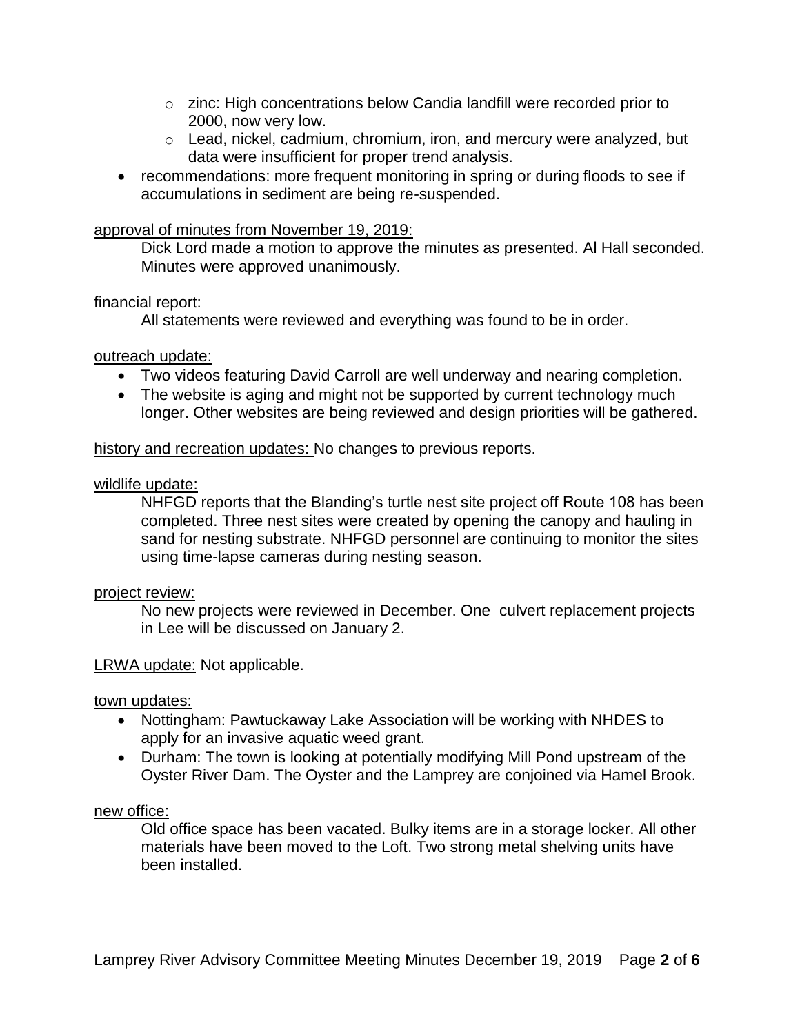- zinc: High concentrations below Candia landfill were recorded prior to 2000, now very low.
   - Lead, nickel, cadmium, chromium, iron, and mercury were analyzed, but data were insufficient for proper trend analysis.
- recommendations: more frequent monitoring in spring or during floods to see if accumulations in sediment are being re-suspended.

<u>approval of minutes from November 19, 2019:</u>

Dick Lord made a motion to approve the minutes as presented. Al Hall seconded. Minutes were approved unanimously.

<u>financial report:</u>

All statements were reviewed and everything was found to be in order.

<u>outreach update:</u>

- Two videos featuring David Carroll are well underway and nearing completion.
- The website is aging and might not be supported by current technology much longer. Other websites are being reviewed and design priorities will be gathered.

<u>history and recreation updates:</u> No changes to previous reports.

<u>wildlife update:</u>

NHFGD reports that the Blanding's turtle nest site project off Route 108 has been completed. Three nest sites were created by opening the canopy and hauling in sand for nesting substrate. NHFGD personnel are continuing to monitor the sites using time-lapse cameras during nesting season.

<u>project review:</u>

No new projects were reviewed in December. One culvert replacement projects in Lee will be discussed on January 2.

<u>LRWA update:</u> Not applicable.

<u>town updates:</u>

- Nottingham: Pawtuckaway Lake Association will be working with NHDES to apply for an invasive aquatic weed grant.
- Durham: The town is looking at potentially modifying Mill Pond upstream of the Oyster River Dam. The Oyster and the Lamprey are conjoined via Hamel Brook.

<u>new office:</u>

Old office space has been vacated. Bulky items are in a storage locker. All other materials have been moved to the Loft. Two strong metal shelving units have been installed.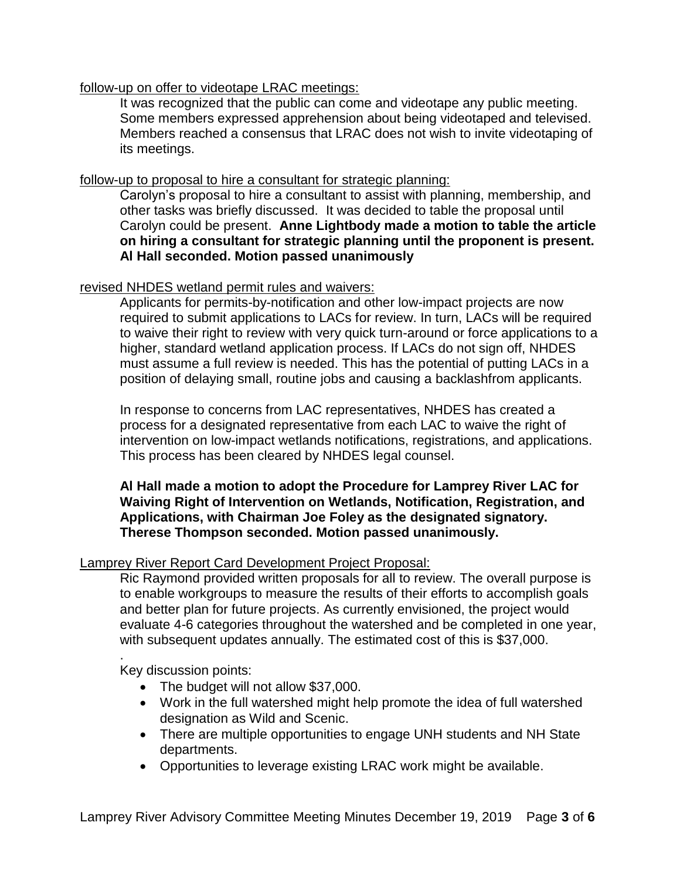follow-up on offer to videotape LRAC meetings:

It was recognized that the public can come and videotape any public meeting. Some members expressed apprehension about being videotaped and televised. Members reached a consensus that LRAC does not wish to invite videotaping of its meetings.

follow-up to proposal to hire a consultant for strategic planning:

Carolyn's proposal to hire a consultant to assist with planning, membership, and other tasks was briefly discussed. It was decided to table the proposal until Carolyn could be present. **Anne Lightbody made a motion to table the article on hiring a consultant for strategic planning until the proponent is present. Al Hall seconded. Motion passed unanimously**

revised NHDES wetland permit rules and waivers:

Applicants for permits-by-notification and other low-impact projects are now required to submit applications to LACs for review. In turn, LACs will be required to waive their right to review with very quick turn-around or force applications to a higher, standard wetland application process. If LACs do not sign off, NHDES must assume a full review is needed. This has the potential of putting LACs in a position of delaying small, routine jobs and causing a backlashfrom applicants.

In response to concerns from LAC representatives, NHDES has created a process for a designated representative from each LAC to waive the right of intervention on low-impact wetlands notifications, registrations, and applications. This process has been cleared by NHDES legal counsel.

**Al Hall made a motion to adopt the Procedure for Lamprey River LAC for Waiving Right of Intervention on Wetlands, Notification, Registration, and Applications, with Chairman Joe Foley as the designated signatory. Therese Thompson seconded. Motion passed unanimously.**

Lamprey River Report Card Development Project Proposal:

Ric Raymond provided written proposals for all to review. The overall purpose is to enable workgroups to measure the results of their efforts to accomplish goals and better plan for future projects. As currently envisioned, the project would evaluate 4-6 categories throughout the watershed and be completed in one year, with subsequent updates annually. The estimated cost of this is $37,000.

.

Key discussion points:

- The budget will not allow $37,000.
- Work in the full watershed might help promote the idea of full watershed designation as Wild and Scenic.
- There are multiple opportunities to engage UNH students and NH State departments.
- Opportunities to leverage existing LRAC work might be available.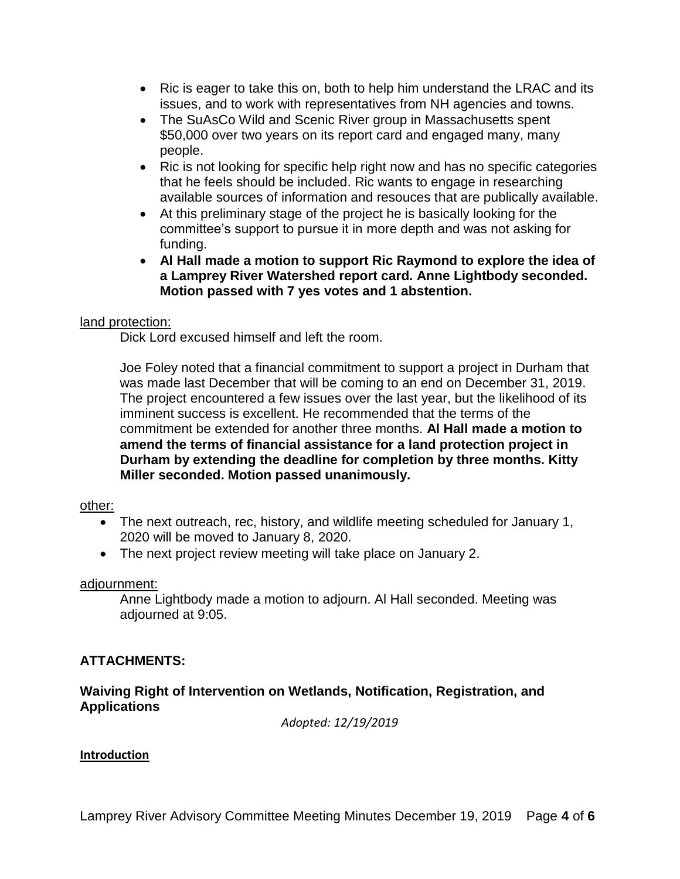- Ric is eager to take this on, both to help him understand the LRAC and its issues, and to work with representatives from NH agencies and towns.
- The SuAsCo Wild and Scenic River group in Massachusetts spent $50,000 over two years on its report card and engaged many, many people.
- Ric is not looking for specific help right now and has no specific categories that he feels should be included. Ric wants to engage in researching available sources of information and resouces that are publically available.
- At this preliminary stage of the project he is basically looking for the committee's support to pursue it in more depth and was not asking for funding.
- **Al Hall made a motion to support Ric Raymond to explore the idea of a Lamprey River Watershed report card. Anne Lightbody seconded. Motion passed with 7 yes votes and 1 abstention.**

land protection:

Dick Lord excused himself and left the room.

Joe Foley noted that a financial commitment to support a project in Durham that was made last December that will be coming to an end on December 31, 2019. The project encountered a few issues over the last year, but the likelihood of its imminent success is excellent. He recommended that the terms of the commitment be extended for another three months. **Al Hall made a motion to amend the terms of financial assistance for a land protection project in Durham by extending the deadline for completion by three months. Kitty Miller seconded. Motion passed unanimously.**

other:

- The next outreach, rec, history, and wildlife meeting scheduled for January 1, 2020 will be moved to January 8, 2020.
- The next project review meeting will take place on January 2.

adjournment:

Anne Lightbody made a motion to adjourn. Al Hall seconded. Meeting was adjourned at 9:05.

## ATTACHMENTS:

### Waiving Right of Intervention on Wetlands, Notification, Registration, and Applications

*Adopted: 12/19/2019*

**Introduction**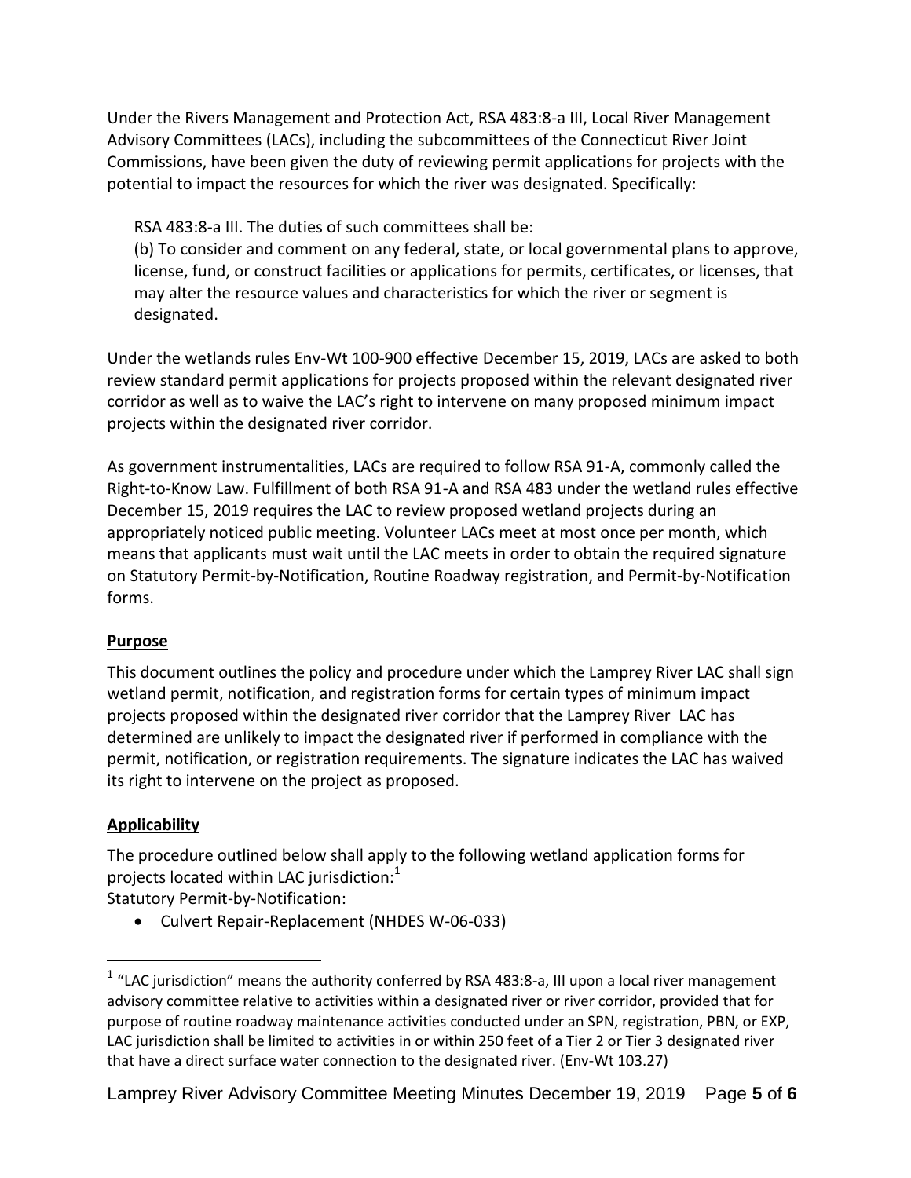Under the Rivers Management and Protection Act, RSA 483:8-a III, Local River Management Advisory Committees (LACs), including the subcommittees of the Connecticut River Joint Commissions, have been given the duty of reviewing permit applications for projects with the potential to impact the resources for which the river was designated. Specifically:

> RSA 483:8-a III. The duties of such committees shall be:
> (b) To consider and comment on any federal, state, or local governmental plans to approve, license, fund, or construct facilities or applications for permits, certificates, or licenses, that may alter the resource values and characteristics for which the river or segment is designated.

Under the wetlands rules Env-Wt 100-900 effective December 15, 2019, LACs are asked to both review standard permit applications for projects proposed within the relevant designated river corridor as well as to waive the LAC's right to intervene on many proposed minimum impact projects within the designated river corridor.

As government instrumentalities, LACs are required to follow RSA 91-A, commonly called the Right-to-Know Law. Fulfillment of both RSA 91-A and RSA 483 under the wetland rules effective December 15, 2019 requires the LAC to review proposed wetland projects during an appropriately noticed public meeting. Volunteer LACs meet at most once per month, which means that applicants must wait until the LAC meets in order to obtain the required signature on Statutory Permit-by-Notification, Routine Roadway registration, and Permit-by-Notification forms.

**Purpose**

This document outlines the policy and procedure under which the Lamprey River LAC shall sign wetland permit, notification, and registration forms for certain types of minimum impact projects proposed within the designated river corridor that the Lamprey River LAC has determined are unlikely to impact the designated river if performed in compliance with the permit, notification, or registration requirements. The signature indicates the LAC has waived its right to intervene on the project as proposed.

**Applicability**

The procedure outlined below shall apply to the following wetland application forms for projects located within LAC jurisdiction:[1]

Statutory Permit-by-Notification:

- Culvert Repair-Replacement (NHDES W-06-033)

[1] "LAC jurisdiction" means the authority conferred by RSA 483:8-a, III upon a local river management advisory committee relative to activities within a designated river or river corridor, provided that for purpose of routine roadway maintenance activities conducted under an SPN, registration, PBN, or EXP, LAC jurisdiction shall be limited to activities in or within 250 feet of a Tier 2 or Tier 3 designated river that have a direct surface water connection to the designated river. (Env-Wt 103.27)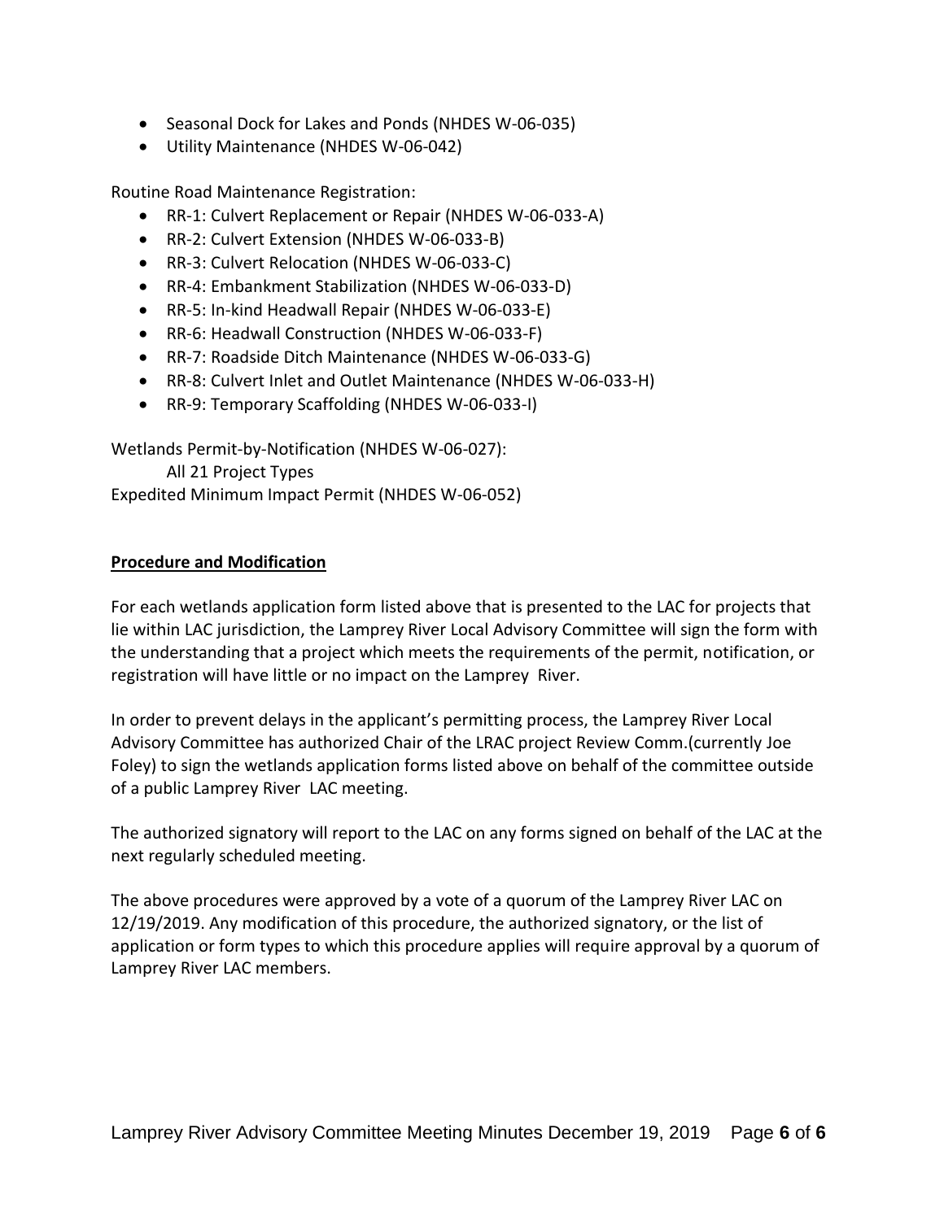- Seasonal Dock for Lakes and Ponds (NHDES W-06-035)
- Utility Maintenance (NHDES W-06-042)

Routine Road Maintenance Registration:

- RR-1: Culvert Replacement or Repair (NHDES W-06-033-A)
- RR-2: Culvert Extension (NHDES W-06-033-B)
- RR-3: Culvert Relocation (NHDES W-06-033-C)
- RR-4: Embankment Stabilization (NHDES W-06-033-D)
- RR-5: In-kind Headwall Repair (NHDES W-06-033-E)
- RR-6: Headwall Construction (NHDES W-06-033-F)
- RR-7: Roadside Ditch Maintenance (NHDES W-06-033-G)
- RR-8: Culvert Inlet and Outlet Maintenance (NHDES W-06-033-H)
- RR-9: Temporary Scaffolding (NHDES W-06-033-I)

Wetlands Permit-by-Notification (NHDES W-06-027):
All 21 Project Types
Expedited Minimum Impact Permit (NHDES W-06-052)

**Procedure and Modification**

For each wetlands application form listed above that is presented to the LAC for projects that lie within LAC jurisdiction, the Lamprey River Local Advisory Committee will sign the form with the understanding that a project which meets the requirements of the permit, notification, or registration will have little or no impact on the Lamprey River.

In order to prevent delays in the applicant's permitting process, the Lamprey River Local Advisory Committee has authorized Chair of the LRAC project Review Comm.(currently Joe Foley) to sign the wetlands application forms listed above on behalf of the committee outside of a public Lamprey River LAC meeting.

The authorized signatory will report to the LAC on any forms signed on behalf of the LAC at the next regularly scheduled meeting.

The above procedures were approved by a vote of a quorum of the Lamprey River LAC on 12/19/2019. Any modification of this procedure, the authorized signatory, or the list of application or form types to which this procedure applies will require approval by a quorum of Lamprey River LAC members.